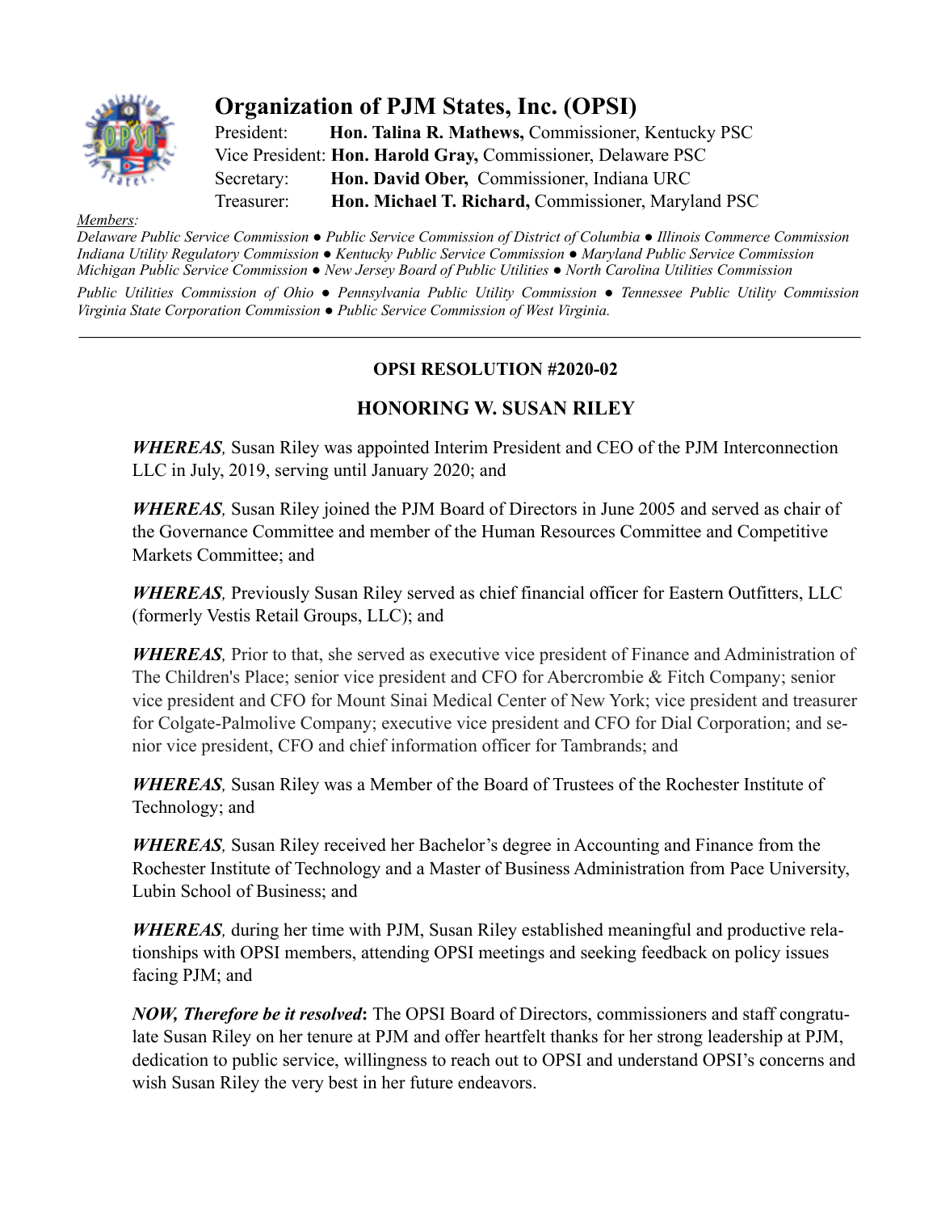# Organization of PJM States, Inc. (OPSI)

President: **Hon. Talina R. Mathews,** Commissioner, Kentucky PSC
Vice President: **Hon. Harold Gray,** Commissioner, Delaware PSC
Secretary: **Hon. David Ober,** Commissioner, Indiana URC
Treasurer: **Hon. Michael T. Richard,** Commissioner, Maryland PSC

*Members:*
*Delaware Public Service Commission ● Public Service Commission of District of Columbia ● Illinois Commerce Commission Indiana Utility Regulatory Commission ● Kentucky Public Service Commission ● Maryland Public Service Commission Michigan Public Service Commission ● New Jersey Board of Public Utilities ● North Carolina Utilities Commission Public Utilities Commission of Ohio ● Pennsylvania Public Utility Commission ● Tennessee Public Utility Commission Virginia State Corporation Commission ● Public Service Commission of West Virginia.*

---

## OPSI RESOLUTION #2020-02

## HONORING W. SUSAN RILEY

***WHEREAS,*** Susan Riley was appointed Interim President and CEO of the PJM Interconnection LLC in July, 2019, serving until January 2020; and

***WHEREAS,*** Susan Riley joined the PJM Board of Directors in June 2005 and served as chair of the Governance Committee and member of the Human Resources Committee and Competitive Markets Committee; and

***WHEREAS,*** Previously Susan Riley served as chief financial officer for Eastern Outfitters, LLC (formerly Vestis Retail Groups, LLC); and

***WHEREAS,*** Prior to that, she served as executive vice president of Finance and Administration of The Children's Place; senior vice president and CFO for Abercrombie & Fitch Company; senior vice president and CFO for Mount Sinai Medical Center of New York; vice president and treasurer for Colgate-Palmolive Company; executive vice president and CFO for Dial Corporation; and senior vice president, CFO and chief information officer for Tambrands; and

***WHEREAS,*** Susan Riley was a Member of the Board of Trustees of the Rochester Institute of Technology; and

***WHEREAS,*** Susan Riley received her Bachelor's degree in Accounting and Finance from the Rochester Institute of Technology and a Master of Business Administration from Pace University, Lubin School of Business; and

***WHEREAS,*** during her time with PJM, Susan Riley established meaningful and productive relationships with OPSI members, attending OPSI meetings and seeking feedback on policy issues facing PJM; and

***NOW, Therefore be it resolved*:** The OPSI Board of Directors, commissioners and staff congratulate Susan Riley on her tenure at PJM and offer heartfelt thanks for her strong leadership at PJM, dedication to public service, willingness to reach out to OPSI and understand OPSI's concerns and wish Susan Riley the very best in her future endeavors.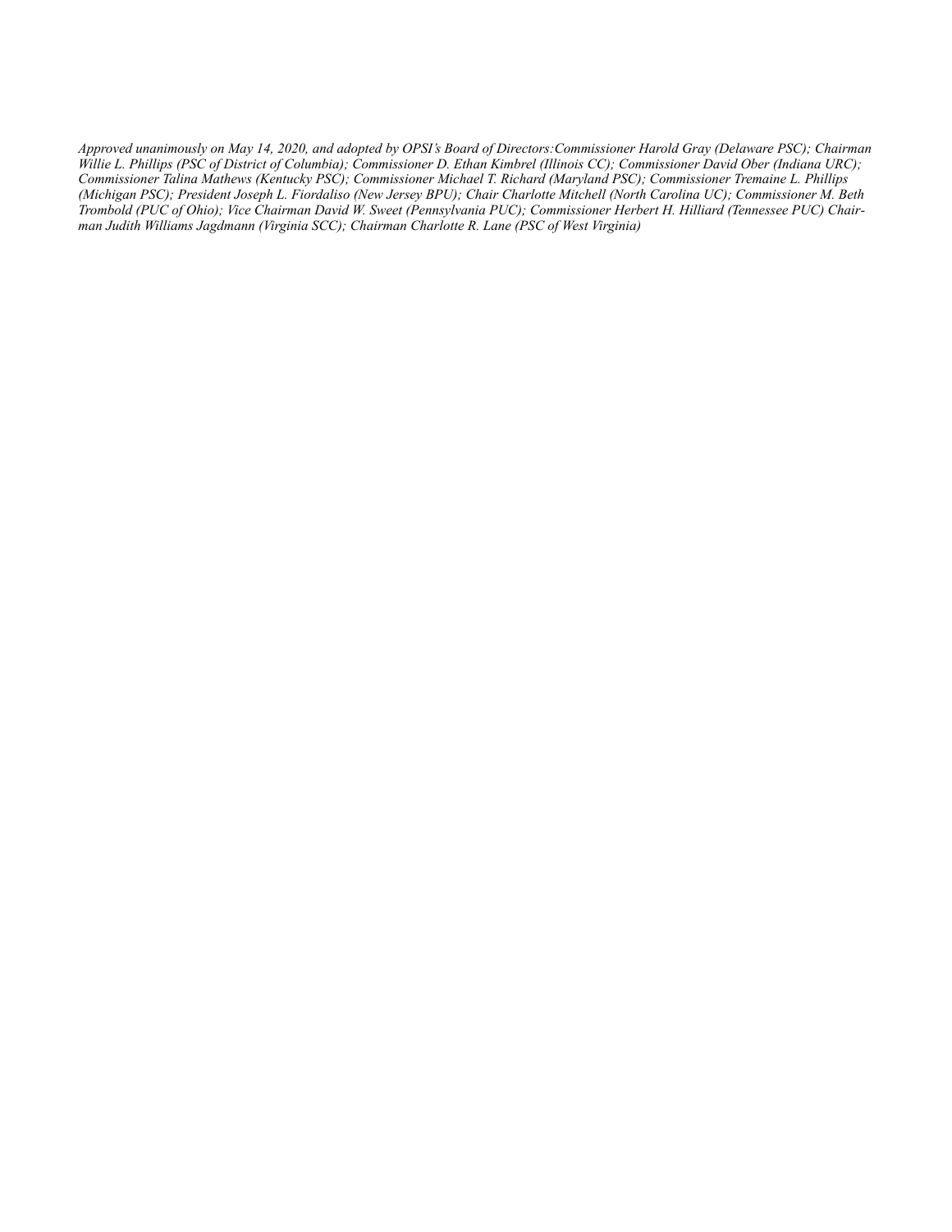*Approved unanimously on May 14, 2020, and adopted by OPSI's Board of Directors:Commissioner Harold Gray (Delaware PSC); Chairman Willie L. Phillips (PSC of District of Columbia); Commissioner D. Ethan Kimbrel (Illinois CC); Commissioner David Ober (Indiana URC); Commissioner Talina Mathews (Kentucky PSC); Commissioner Michael T. Richard (Maryland PSC); Commissioner Tremaine L. Phillips (Michigan PSC); President Joseph L. Fiordaliso (New Jersey BPU); Chair Charlotte Mitchell (North Carolina UC); Commissioner M. Beth Trombold (PUC of Ohio); Vice Chairman David W. Sweet (Pennsylvania PUC); Commissioner Herbert H. Hilliard (Tennessee PUC) Chairman Judith Williams Jagdmann (Virginia SCC); Chairman Charlotte R. Lane (PSC of West Virginia)*